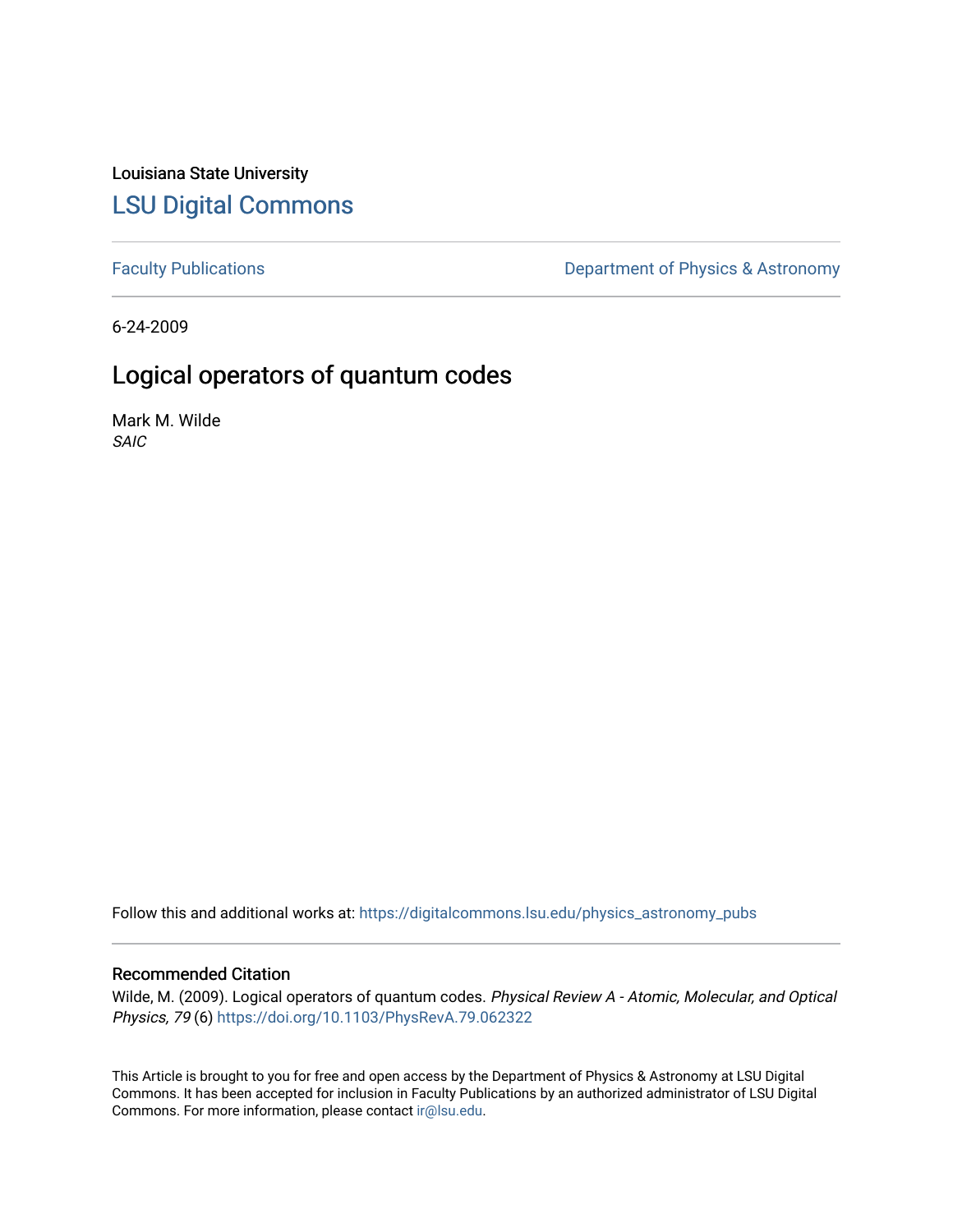Louisiana State University

# LSU Digital Commons

Faculty Publications

Department of Physics & Astronomy

6-24-2009

## Logical operators of quantum codes

Mark M. Wilde

*SAIC*

Follow this and additional works at: https://digitalcommons.lsu.edu/physics_astronomy_pubs

### Recommended Citation

Wilde, M. (2009). Logical operators of quantum codes. *Physical Review A - Atomic, Molecular, and Optical Physics, 79* (6) https://doi.org/10.1103/PhysRevA.79.062322

This Article is brought to you for free and open access by the Department of Physics & Astronomy at LSU Digital Commons. It has been accepted for inclusion in Faculty Publications by an authorized administrator of LSU Digital Commons. For more information, please contact ir@lsu.edu.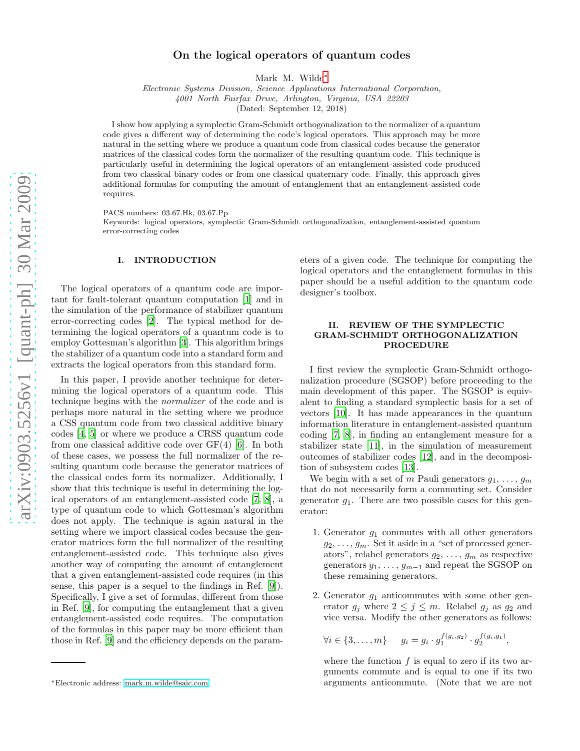# On the logical operators of quantum codes

Mark M. Wilde*

*Electronic Systems Division, Science Applications International Corporation,*
*4001 North Fairfax Drive, Arlington, Virginia, USA 22203*
(Dated: September 12, 2018)

I show how applying a symplectic Gram-Schmidt orthogonalization to the normalizer of a quantum code gives a different way of determining the code's logical operators. This approach may be more natural in the setting where we produce a quantum code from classical codes because the generator matrices of the classical codes form the normalizer of the resulting quantum code. This technique is particularly useful in determining the logical operators of an entanglement-assisted code produced from two classical binary codes or from one classical quaternary code. Finally, this approach gives additional formulas for computing the amount of entanglement that an entanglement-assisted code requires.

PACS numbers: 03.67.Hk, 03.67.Pp
Keywords: logical operators, symplectic Gram-Schmidt orthogonalization, entanglement-assisted quantum error-correcting codes

## I. INTRODUCTION

The logical operators of a quantum code are important for fault-tolerant quantum computation [1] and in the simulation of the performance of stabilizer quantum error-correcting codes [2]. The typical method for determining the logical operators of a quantum code is to employ Gottesman's algorithm [3]. This algorithm brings the stabilizer of a quantum code into a standard form and extracts the logical operators from this standard form.

In this paper, I provide another technique for determining the logical operators of a quantum code. This technique begins with the *normalizer* of the code and is perhaps more natural in the setting where we produce a CSS quantum code from two classical additive binary codes [4, 5] or where we produce a CRSS quantum code from one classical additive code over GF(4) [6]. In both of these cases, we possess the full normalizer of the resulting quantum code because the generator matrices of the classical codes form its normalizer. Additionally, I show that this technique is useful in determining the logical operators of an entanglement-assisted code [7, 8], a type of quantum code to which Gottesman's algorithm does not apply. The technique is again natural in the setting where we import classical codes because the generator matrices form the full normalizer of the resulting entanglement-assisted code. This technique also gives another way of computing the amount of entanglement that a given entanglement-assisted code requires (in this sense, this paper is a sequel to the findings in Ref. [9]). Specifically, I give a set of formulas, different from those in Ref. [9], for computing the entanglement that a given entanglement-assisted code requires. The computation of the formulas in this paper may be more efficient than those in Ref. [9] and the efficiency depends on the parameters of a given code. The technique for computing the logical operators and the entanglement formulas in this paper should be a useful addition to the quantum code designer's toolbox.

## II. REVIEW OF THE SYMPLECTIC GRAM-SCHMIDT ORTHOGONALIZATION PROCEDURE

I first review the symplectic Gram-Schmidt orthogonalization procedure (SGSOP) before proceeding to the main development of this paper. The SGSOP is equivalent to finding a standard symplectic basis for a set of vectors [10]. It has made appearances in the quantum information literature in entanglement-assisted quantum coding [7, 8], in finding an entanglement measure for a stabilizer state [11], in the simulation of measurement outcomes of stabilizer codes [12], and in the decomposition of subsystem codes [13].

We begin with a set of $m$ Pauli generators $g_1, \ldots, g_m$ that do not necessarily form a commuting set. Consider generator $g_1$. There are two possible cases for this generator:

1. Generator $g_1$ commutes with all other generators $g_2, \ldots, g_m$. Set it aside in a "set of processed generators", relabel generators $g_2, \ldots, g_m$ as respective generators $g_1, \ldots, g_{m-1}$ and repeat the SGSOP on these remaining generators.

2. Generator $g_1$ anticommutes with some other generator $g_j$ where $2 \leq j \leq m$. Relabel $g_j$ as $g_2$ and vice versa. Modify the other generators as follows:

   $$\forall i \in \{3, \ldots, m\} \quad g_i = g_i \cdot g_1^{f(g_i, g_2)} \cdot g_2^{f(g_i, g_1)},$$

   where the function $f$ is equal to zero if its two arguments commute and is equal to one if its two arguments anticommute. (Note that we are not

*Electronic address: mark.m.wilde@saic.com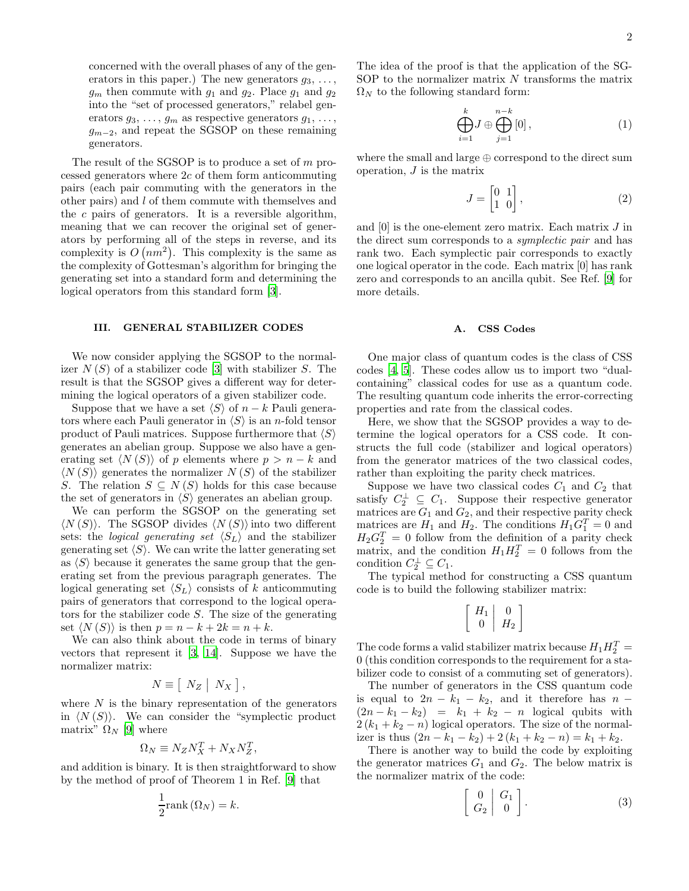concerned with the overall phases of any of the generators in this paper.) The new generators $g_3$, ..., $g_m$ then commute with $g_1$ and $g_2$. Place $g_1$ and $g_2$ into the "set of processed generators," relabel generators $g_3$, ..., $g_m$ as respective generators $g_1$, ..., $g_{m-2}$, and repeat the SGSOP on these remaining generators.

The result of the SGSOP is to produce a set of $m$ processed generators where $2c$ of them form anticommuting pairs (each pair commuting with the generators in the other pairs) and $l$ of them commute with themselves and the $c$ pairs of generators. It is a reversible algorithm, meaning that we can recover the original set of generators by performing all of the steps in reverse, and its complexity is $O(nm^2)$. This complexity is the same as the complexity of Gottesman's algorithm for bringing the generating set into a standard form and determining the logical operators from this standard form [3].

## III. GENERAL STABILIZER CODES

We now consider applying the SGSOP to the normalizer $N(S)$ of a stabilizer code [3] with stabilizer $S$. The result is that the SGSOP gives a different way for determining the logical operators of a given stabilizer code.

Suppose that we have a set $\langle S \rangle$ of $n-k$ Pauli generators where each Pauli generator in $\langle S \rangle$ is an $n$-fold tensor product of Pauli matrices. Suppose furthermore that $\langle S \rangle$ generates an abelian group. Suppose we also have a generating set $\langle N(S) \rangle$ of $p$ elements where $p > n-k$ and $\langle N(S) \rangle$ generates the normalizer $N(S)$ of the stabilizer $S$. The relation $S \subseteq N(S)$ holds for this case because the set of generators in $\langle S \rangle$ generates an abelian group.

We can perform the SGSOP on the generating set $\langle N(S) \rangle$. The SGSOP divides $\langle N(S) \rangle$ into two different sets: the *logical generating set* $\langle S_L \rangle$ and the stabilizer generating set $\langle S \rangle$. We can write the latter generating set as $\langle S \rangle$ because it generates the same group that the generating set from the previous paragraph generates. The logical generating set $\langle S_L \rangle$ consists of $k$ anticommuting pairs of generators that correspond to the logical operators for the stabilizer code $S$. The size of the generating set $\langle N(S) \rangle$ is then $p = n-k+2k = n+k$.

We can also think about the code in terms of binary vectors that represent it [3, 14]. Suppose we have the normalizer matrix:

$$N \equiv \left[ \begin{array}{c|c} N_Z & N_X \end{array} \right],$$

where $N$ is the binary representation of the generators in $\langle N(S) \rangle$. We can consider the "symplectic product matrix" $\Omega_N$ [9] where

$$\Omega_N \equiv N_Z N_X^T + N_X N_Z^T,$$

and addition is binary. It is then straightforward to show by the method of proof of Theorem 1 in Ref. [9] that

$$\frac{1}{2}\text{rank}(\Omega_N) = k.$$

The idea of the proof is that the application of the SGSOP to the normalizer matrix $N$ transforms the matrix $\Omega_N$ to the following standard form:

$$\bigoplus_{i=1}^{k} J \oplus \bigoplus_{j=1}^{n-k} [0], \tag{1}$$

where the small and large $\oplus$ correspond to the direct sum operation, $J$ is the matrix

$$J = \begin{bmatrix} 0 & 1 \\ 1 & 0 \end{bmatrix}, \tag{2}$$

and $[0]$ is the one-element zero matrix. Each matrix $J$ in the direct sum corresponds to a *symplectic pair* and has rank two. Each symplectic pair corresponds to exactly one logical operator in the code. Each matrix $[0]$ has rank zero and corresponds to an ancilla qubit. See Ref. [9] for more details.

### A. CSS Codes

One major class of quantum codes is the class of CSS codes [4, 5]. These codes allow us to import two "dual-containing" classical codes for use as a quantum code. The resulting quantum code inherits the error-correcting properties and rate from the classical codes.

Here, we show that the SGSOP provides a way to determine the logical operators for a CSS code. It constructs the full code (stabilizer and logical operators) from the generator matrices of the two classical codes, rather than exploiting the parity check matrices.

Suppose we have two classical codes $C_1$ and $C_2$ that satisfy $C_2^{\perp} \subseteq C_1$. Suppose their respective generator matrices are $G_1$ and $G_2$, and their respective parity check matrices are $H_1$ and $H_2$. The conditions $H_1 G_1^T = 0$ and $H_2 G_2^T = 0$ follow from the definition of a parity check matrix, and the condition $H_1 H_2^T = 0$ follows from the condition $C_2^{\perp} \subseteq C_1$.

The typical method for constructing a CSS quantum code is to build the following stabilizer matrix:

$$\left[ \begin{array}{c|c} H_1 & 0 \\ 0 & H_2 \end{array} \right]$$

The code forms a valid stabilizer matrix because $H_1 H_2^T = 0$ (this condition corresponds to the requirement for a stabilizer code to consist of a commuting set of generators).

The number of generators in the CSS quantum code is equal to $2n - k_1 - k_2$, and it therefore has $n - (2n - k_1 - k_2) = k_1 + k_2 - n$ logical qubits with $2(k_1 + k_2 - n)$ logical operators. The size of the normalizer is thus $(2n - k_1 - k_2) + 2(k_1 + k_2 - n) = k_1 + k_2$.

There is another way to build the code by exploiting the generator matrices $G_1$ and $G_2$. The below matrix is the normalizer matrix of the code:

$$\left[ \begin{array}{c|c} 0 & G_1 \\ G_2 & 0 \end{array} \right]. \tag{3}$$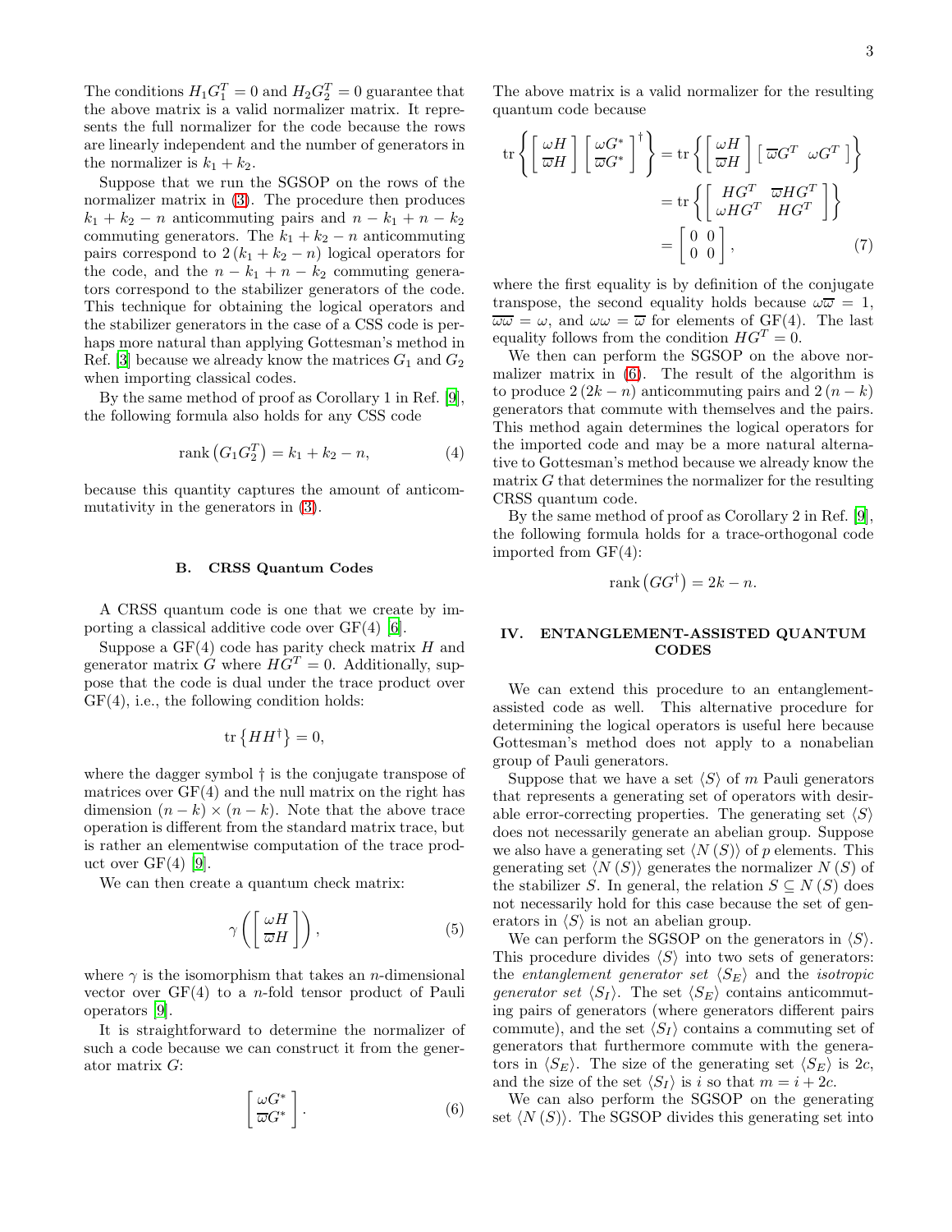The conditions $H_1 G_1^T = 0$ and $H_2 G_2^T = 0$ guarantee that the above matrix is a valid normalizer matrix. It represents the full normalizer for the code because the rows are linearly independent and the number of generators in the normalizer is $k_1 + k_2$.

Suppose that we run the SGSOP on the rows of the normalizer matrix in (3). The procedure then produces $k_1 + k_2 - n$ anticommuting pairs and $n - k_1 + n - k_2$ commuting generators. The $k_1 + k_2 - n$ anticommuting pairs correspond to $2(k_1 + k_2 - n)$ logical operators for the code, and the $n - k_1 + n - k_2$ commuting generators correspond to the stabilizer generators of the code. This technique for obtaining the logical operators and the stabilizer generators in the case of a CSS code is perhaps more natural than applying Gottesman's method in Ref. [3] because we already know the matrices $G_1$ and $G_2$ when importing classical codes.

By the same method of proof as Corollary 1 in Ref. [9], the following formula also holds for any CSS code

$$\operatorname{rank}\left(G_1 G_2^T\right) = k_1 + k_2 - n, \tag{4}$$

because this quantity captures the amount of anticommutativity in the generators in (3).

### B. CRSS Quantum Codes

A CRSS quantum code is one that we create by importing a classical additive code over GF(4) [6].

Suppose a GF(4) code has parity check matrix $H$ and generator matrix $G$ where $HG^T = 0$. Additionally, suppose that the code is dual under the trace product over GF(4), i.e., the following condition holds:

$$\operatorname{tr}\left\{HH^\dagger\right\} = 0,$$

where the dagger symbol $\dagger$ is the conjugate transpose of matrices over GF(4) and the null matrix on the right has dimension $(n-k) \times (n-k)$. Note that the above trace operation is different from the standard matrix trace, but is rather an elementwise computation of the trace product over GF(4) [9].

We can then create a quantum check matrix:

$$\gamma\left(\begin{bmatrix} \omega H \\ \overline{\omega} H \end{bmatrix}\right), \tag{5}$$

where $\gamma$ is the isomorphism that takes an $n$-dimensional vector over GF(4) to a $n$-fold tensor product of Pauli operators [9].

It is straightforward to determine the normalizer of such a code because we can construct it from the generator matrix $G$:

$$\begin{bmatrix} \omega G^* \\ \overline{\omega} G^* \end{bmatrix}. \tag{6}$$

The above matrix is a valid normalizer for the resulting quantum code because

$$\begin{aligned}
\operatorname{tr}\left\{\begin{bmatrix} \omega H \\ \overline{\omega} H \end{bmatrix}\begin{bmatrix} \omega G^* \\ \overline{\omega} G^* \end{bmatrix}^\dagger\right\} &= \operatorname{tr}\left\{\begin{bmatrix} \omega H \\ \overline{\omega} H \end{bmatrix}\begin{bmatrix} \overline{\omega} G^T & \omega G^T \end{bmatrix}\right\} \\
&= \operatorname{tr}\left\{\begin{bmatrix} HG^T & \overline{\omega} HG^T \\ \omega HG^T & HG^T \end{bmatrix}\right\} \\
&= \begin{bmatrix} 0 & 0 \\ 0 & 0 \end{bmatrix},
\end{aligned} \tag{7}$$

where the first equality is by definition of the conjugate transpose, the second equality holds because $\omega\overline{\omega} = 1$, $\overline{\omega}\overline{\omega} = \omega$, and $\omega\omega = \overline{\omega}$ for elements of GF(4). The last equality follows from the condition $HG^T = 0$.

We then can perform the SGSOP on the above normalizer matrix in (6). The result of the algorithm is to produce $2(2k - n)$ anticommuting pairs and $2(n-k)$ generators that commute with themselves and the pairs. This method again determines the logical operators for the imported code and may be a more natural alternative to Gottesman's method because we already know the matrix $G$ that determines the normalizer for the resulting CRSS quantum code.

By the same method of proof as Corollary 2 in Ref. [9], the following formula holds for a trace-orthogonal code imported from GF(4):

$$\operatorname{rank}\left(GG^\dagger\right) = 2k - n.$$

## IV. ENTANGLEMENT-ASSISTED QUANTUM CODES

We can extend this procedure to an entanglement-assisted code as well. This alternative procedure for determining the logical operators is useful here because Gottesman's method does not apply to a nonabelian group of Pauli generators.

Suppose that we have a set $\langle S \rangle$ of $m$ Pauli generators that represents a generating set of operators with desirable error-correcting properties. The generating set $\langle S \rangle$ does not necessarily generate an abelian group. Suppose we also have a generating set $\langle N(S) \rangle$ of $p$ elements. This generating set $\langle N(S) \rangle$ generates the normalizer $N(S)$ of the stabilizer $S$. In general, the relation $S \subseteq N(S)$ does not necessarily hold for this case because the set of generators in $\langle S \rangle$ is not an abelian group.

We can perform the SGSOP on the generators in $\langle S \rangle$. This procedure divides $\langle S \rangle$ into two sets of generators: the *entanglement generator set* $\langle S_E \rangle$ and the *isotropic generator set* $\langle S_I \rangle$. The set $\langle S_E \rangle$ contains anticommuting pairs of generators (where generators different pairs commute), and the set $\langle S_I \rangle$ contains a commuting set of generators that furthermore commute with the generators in $\langle S_E \rangle$. The size of the generating set $\langle S_E \rangle$ is $2c$, and the size of the set $\langle S_I \rangle$ is $i$ so that $m = i + 2c$.

We can also perform the SGSOP on the generating set $\langle N(S) \rangle$. The SGSOP divides this generating set into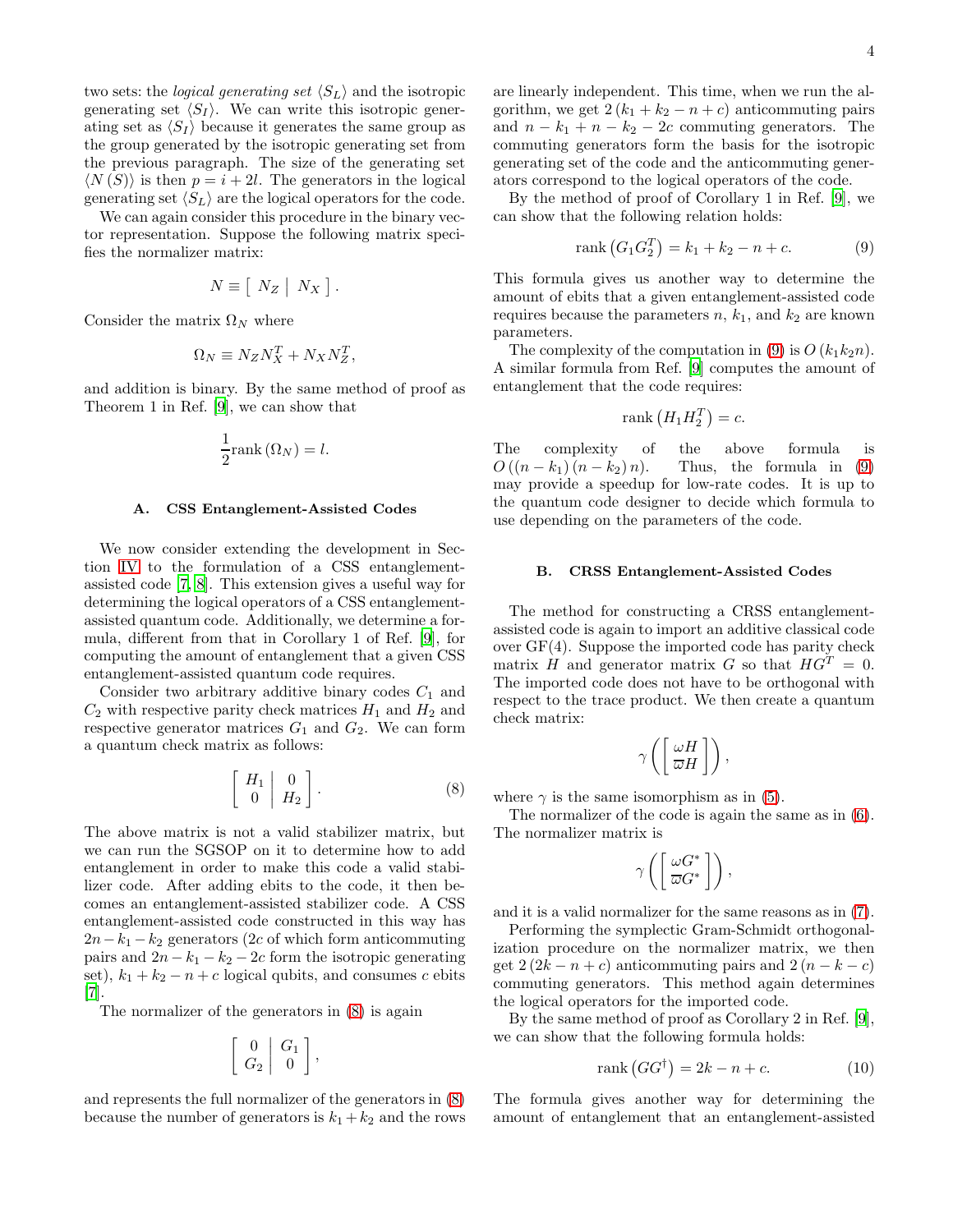two sets: the *logical generating set* $\langle S_L \rangle$ and the isotropic generating set $\langle S_I \rangle$. We can write this isotropic generating set as $\langle S_I \rangle$ because it generates the same group as the group generated by the isotropic generating set from the previous paragraph. The size of the generating set $\langle N(S) \rangle$ is then $p = i + 2l$. The generators in the logical generating set $\langle S_L \rangle$ are the logical operators for the code.

We can again consider this procedure in the binary vector representation. Suppose the following matrix specifies the normalizer matrix:

$$N \equiv \left[ \begin{array}{c|c} N_Z & N_X \end{array} \right].$$

Consider the matrix $\Omega_N$ where

$$\Omega_N \equiv N_Z N_X^T + N_X N_Z^T,$$

and addition is binary. By the same method of proof as Theorem 1 in Ref. [9], we can show that

$$\frac{1}{2}\text{rank}\left(\Omega_N\right) = l.$$

### A. CSS Entanglement-Assisted Codes

We now consider extending the development in Section IV to the formulation of a CSS entanglement-assisted code [7, 8]. This extension gives a useful way for determining the logical operators of a CSS entanglement-assisted quantum code. Additionally, we determine a formula, different from that in Corollary 1 of Ref. [9], for computing the amount of entanglement that a given CSS entanglement-assisted quantum code requires.

Consider two arbitrary additive binary codes $C_1$ and $C_2$ with respective parity check matrices $H_1$ and $H_2$ and respective generator matrices $G_1$ and $G_2$. We can form a quantum check matrix as follows:

$$\left[ \begin{array}{c|c} H_1 & 0 \\ 0 & H_2 \end{array} \right]. \tag{8}$$

The above matrix is not a valid stabilizer matrix, but we can run the SGSOP on it to determine how to add entanglement in order to make this code a valid stabilizer code. After adding ebits to the code, it then becomes an entanglement-assisted stabilizer code. A CSS entanglement-assisted code constructed in this way has $2n - k_1 - k_2$ generators ($2c$ of which form anticommuting pairs and $2n - k_1 - k_2 - 2c$ form the isotropic generating set), $k_1 + k_2 - n + c$ logical qubits, and consumes $c$ ebits [7].

The normalizer of the generators in (8) is again

$$\left[ \begin{array}{c|c} 0 & G_1 \\ G_2 & 0 \end{array} \right],$$

and represents the full normalizer of the generators in (8) because the number of generators is $k_1 + k_2$ and the rows are linearly independent. This time, when we run the algorithm, we get $2(k_1 + k_2 - n + c)$ anticommuting pairs and $n - k_1 + n - k_2 - 2c$ commuting generators. The commuting generators form the basis for the isotropic generating set of the code and the anticommuting generators correspond to the logical operators of the code.

By the method of proof of Corollary 1 in Ref. [9], we can show that the following relation holds:

$$\text{rank}\left(G_1 G_2^T\right) = k_1 + k_2 - n + c. \tag{9}$$

This formula gives us another way to determine the amount of ebits that a given entanglement-assisted code requires because the parameters $n$, $k_1$, and $k_2$ are known parameters.

The complexity of the computation in (9) is $O(k_1 k_2 n)$. A similar formula from Ref. [9] computes the amount of entanglement that the code requires:

$$\text{rank}\left(H_1 H_2^T\right) = c.$$

The complexity of the above formula is $O((n - k_1)(n - k_2)n)$. Thus, the formula in (9) may provide a speedup for low-rate codes. It is up to the quantum code designer to decide which formula to use depending on the parameters of the code.

### B. CRSS Entanglement-Assisted Codes

The method for constructing a CRSS entanglement-assisted code is again to import an additive classical code over GF(4). Suppose the imported code has parity check matrix $H$ and generator matrix $G$ so that $HG^T = 0$. The imported code does not have to be orthogonal with respect to the trace product. We then create a quantum check matrix:

$$\gamma\left(\left[ \begin{array}{c} \omega H \\ \overline{\omega} H \end{array} \right]\right),$$

where $\gamma$ is the same isomorphism as in (5).

The normalizer of the code is again the same as in (6). The normalizer matrix is

$$\gamma\left(\left[ \begin{array}{c} \omega G^* \\ \overline{\omega} G^* \end{array} \right]\right),$$

and it is a valid normalizer for the same reasons as in (7).

Performing the symplectic Gram-Schmidt orthogonalization procedure on the normalizer matrix, we then get $2(2k - n + c)$ anticommuting pairs and $2(n - k - c)$ commuting generators. This method again determines the logical operators for the imported code.

By the same method of proof as Corollary 2 in Ref. [9], we can show that the following formula holds:

$$\text{rank}\left(GG^\dagger\right) = 2k - n + c. \tag{10}$$

The formula gives another way for determining the amount of entanglement that an entanglement-assisted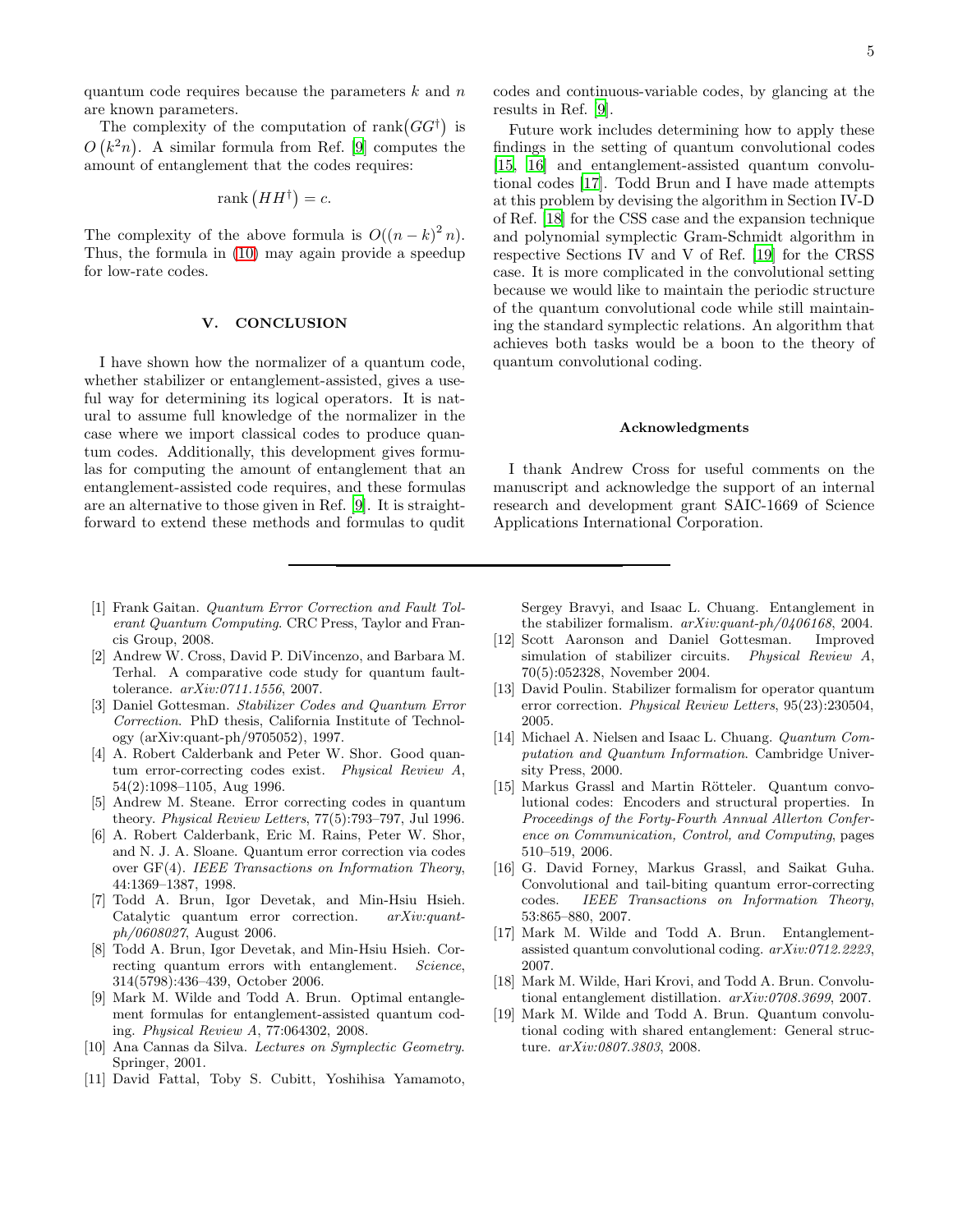quantum code requires because the parameters $k$ and $n$ are known parameters.

The complexity of the computation of $\text{rank}(GG^\dagger)$ is $O(k^2 n)$. A similar formula from Ref. [9] computes the amount of entanglement that the codes requires:

$$\text{rank}(HH^\dagger) = c.$$

The complexity of the above formula is $O((n-k)^2 n)$. Thus, the formula in (10) may again provide a speedup for low-rate codes.

## V. CONCLUSION

I have shown how the normalizer of a quantum code, whether stabilizer or entanglement-assisted, gives a useful way for determining its logical operators. It is natural to assume full knowledge of the normalizer in the case where we import classical codes to produce quantum codes. Additionally, this development gives formulas for computing the amount of entanglement that an entanglement-assisted code requires, and these formulas are an alternative to those given in Ref. [9]. It is straightforward to extend these methods and formulas to qudit codes and continuous-variable codes, by glancing at the results in Ref. [9].

Future work includes determining how to apply these findings in the setting of quantum convolutional codes [15, 16] and entanglement-assisted quantum convolutional codes [17]. Todd Brun and I have made attempts at this problem by devising the algorithm in Section IV-D of Ref. [18] for the CSS case and the expansion technique and polynomial symplectic Gram-Schmidt algorithm in respective Sections IV and V of Ref. [19] for the CRSS case. It is more complicated in the convolutional setting because we would like to maintain the periodic structure of the quantum convolutional code while still maintaining the standard symplectic relations. An algorithm that achieves both tasks would be a boon to the theory of quantum convolutional coding.

### Acknowledgments

I thank Andrew Cross for useful comments on the manuscript and acknowledge the support of an internal research and development grant SAIC-1669 of Science Applications International Corporation.

---

[1] Frank Gaitan. *Quantum Error Correction and Fault Tolerant Quantum Computing*. CRC Press, Taylor and Francis Group, 2008.

[2] Andrew W. Cross, David P. DiVincenzo, and Barbara M. Terhal. A comparative code study for quantum fault-tolerance. *arXiv:0711.1556*, 2007.

[3] Daniel Gottesman. *Stabilizer Codes and Quantum Error Correction*. PhD thesis, California Institute of Technology (arXiv:quant-ph/9705052), 1997.

[4] A. Robert Calderbank and Peter W. Shor. Good quantum error-correcting codes exist. *Physical Review A*, 54(2):1098–1105, Aug 1996.

[5] Andrew M. Steane. Error correcting codes in quantum theory. *Physical Review Letters*, 77(5):793–797, Jul 1996.

[6] A. Robert Calderbank, Eric M. Rains, Peter W. Shor, and N. J. A. Sloane. Quantum error correction via codes over GF(4). *IEEE Transactions on Information Theory*, 44:1369–1387, 1998.

[7] Todd A. Brun, Igor Devetak, and Min-Hsiu Hsieh. Catalytic quantum error correction. *arXiv:quant-ph/0608027*, August 2006.

[8] Todd A. Brun, Igor Devetak, and Min-Hsiu Hsieh. Correcting quantum errors with entanglement. *Science*, 314(5798):436–439, October 2006.

[9] Mark M. Wilde and Todd A. Brun. Optimal entanglement formulas for entanglement-assisted quantum coding. *Physical Review A*, 77:064302, 2008.

[10] Ana Cannas da Silva. *Lectures on Symplectic Geometry*. Springer, 2001.

[11] David Fattal, Toby S. Cubitt, Yoshihisa Yamamoto, Sergey Bravyi, and Isaac L. Chuang. Entanglement in the stabilizer formalism. *arXiv:quant-ph/0406168*, 2004.

[12] Scott Aaronson and Daniel Gottesman. Improved simulation of stabilizer circuits. *Physical Review A*, 70(5):052328, November 2004.

[13] David Poulin. Stabilizer formalism for operator quantum error correction. *Physical Review Letters*, 95(23):230504, 2005.

[14] Michael A. Nielsen and Isaac L. Chuang. *Quantum Computation and Quantum Information*. Cambridge University Press, 2000.

[15] Markus Grassl and Martin Rötteler. Quantum convolutional codes: Encoders and structural properties. In *Proceedings of the Forty-Fourth Annual Allerton Conference on Communication, Control, and Computing*, pages 510–519, 2006.

[16] G. David Forney, Markus Grassl, and Saikat Guha. Convolutional and tail-biting quantum error-correcting codes. *IEEE Transactions on Information Theory*, 53:865–880, 2007.

[17] Mark M. Wilde and Todd A. Brun. Entanglement-assisted quantum convolutional coding. *arXiv:0712.2223*, 2007.

[18] Mark M. Wilde, Hari Krovi, and Todd A. Brun. Convolutional entanglement distillation. *arXiv:0708.3699*, 2007.

[19] Mark M. Wilde and Todd A. Brun. Quantum convolutional coding with shared entanglement: General structure. *arXiv:0807.3803*, 2008.